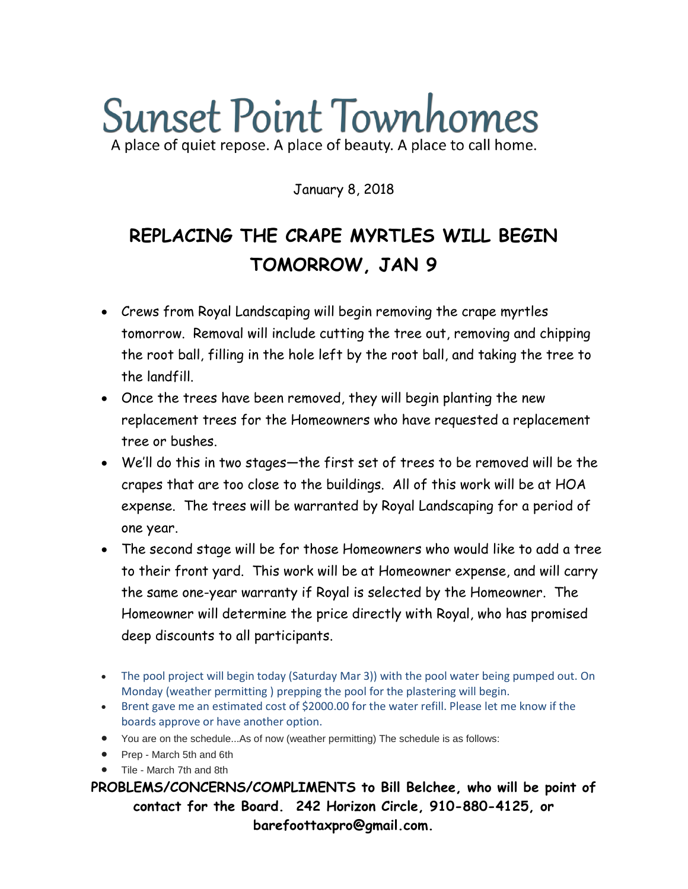# Sunset Point Townhomes

A place of quiet repose. A place of beauty. A place to call home.

January 8, 2018

## REPLACING THE CRAPE MYRTLES WILL BEGIN TOMORROW, JAN 9

- Crews from Royal Landscaping will begin removing the crape myrtles tomorrow. Removal will include cutting the tree out, removing and chipping the root ball, filling in the hole left by the root ball, and taking the tree to the landfill.
- Once the trees have been removed, they will begin planting the new replacement trees for the Homeowners who have requested a replacement tree or bushes.
- We'll do this in two stages—the first set of trees to be removed will be the crapes that are too close to the buildings. All of this work will be at HOA expense. The trees will be warranted by Royal Landscaping for a period of one year.
- The second stage will be for those Homeowners who would like to add a tree to their front yard. This work will be at Homeowner expense, and will carry the same one-year warranty if Royal is selected by the Homeowner. The Homeowner will determine the price directly with Royal, who has promised deep discounts to all participants.

- The pool project will begin today (Saturday Mar 3)) with the pool water being pumped out. On Monday (weather permitting ) prepping the pool for the plastering will begin.
- Brent gave me an estimated cost of $2000.00 for the water refill. Please let me know if the boards approve or have another option.
- You are on the schedule...As of now (weather permitting) The schedule is as follows:
- Prep - March 5th and 6th
- Tile - March 7th and 8th

**PROBLEMS/CONCERNS/COMPLIMENTS to Bill Belchee, who will be point of contact for the Board. 242 Horizon Circle, 910-880-4125, or barefoottaxpro@gmail.com.**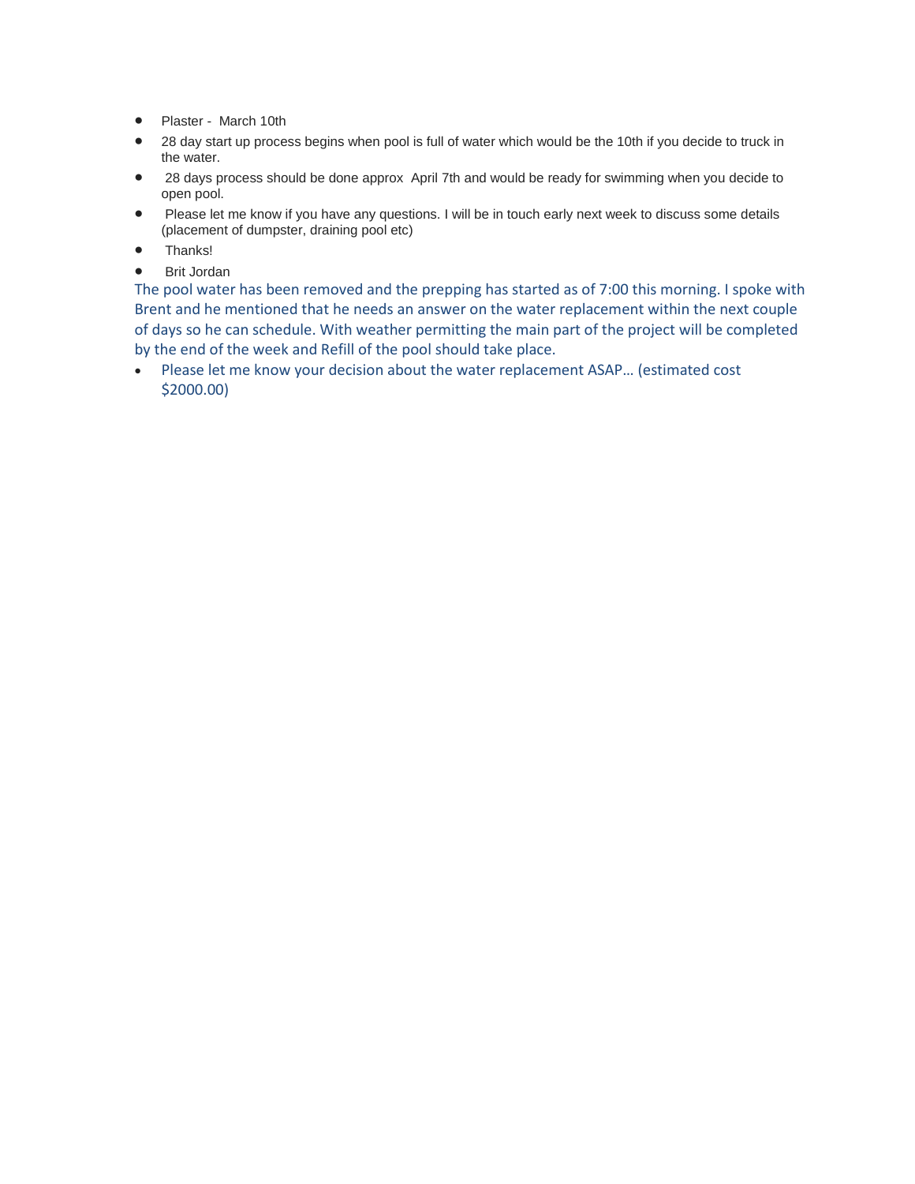- Plaster - March 10th
- 28 day start up process begins when pool is full of water which would be the 10th if you decide to truck in the water.
- 28 days process should be done approx April 7th and would be ready for swimming when you decide to open pool.
- Please let me know if you have any questions. I will be in touch early next week to discuss some details (placement of dumpster, draining pool etc)
- Thanks!
- Brit Jordan

The pool water has been removed and the prepping has started as of 7:00 this morning. I spoke with Brent and he mentioned that he needs an answer on the water replacement within the next couple of days so he can schedule. With weather permitting the main part of the project will be completed by the end of the week and Refill of the pool should take place.

- Please let me know your decision about the water replacement ASAP… (estimated cost $2000.00)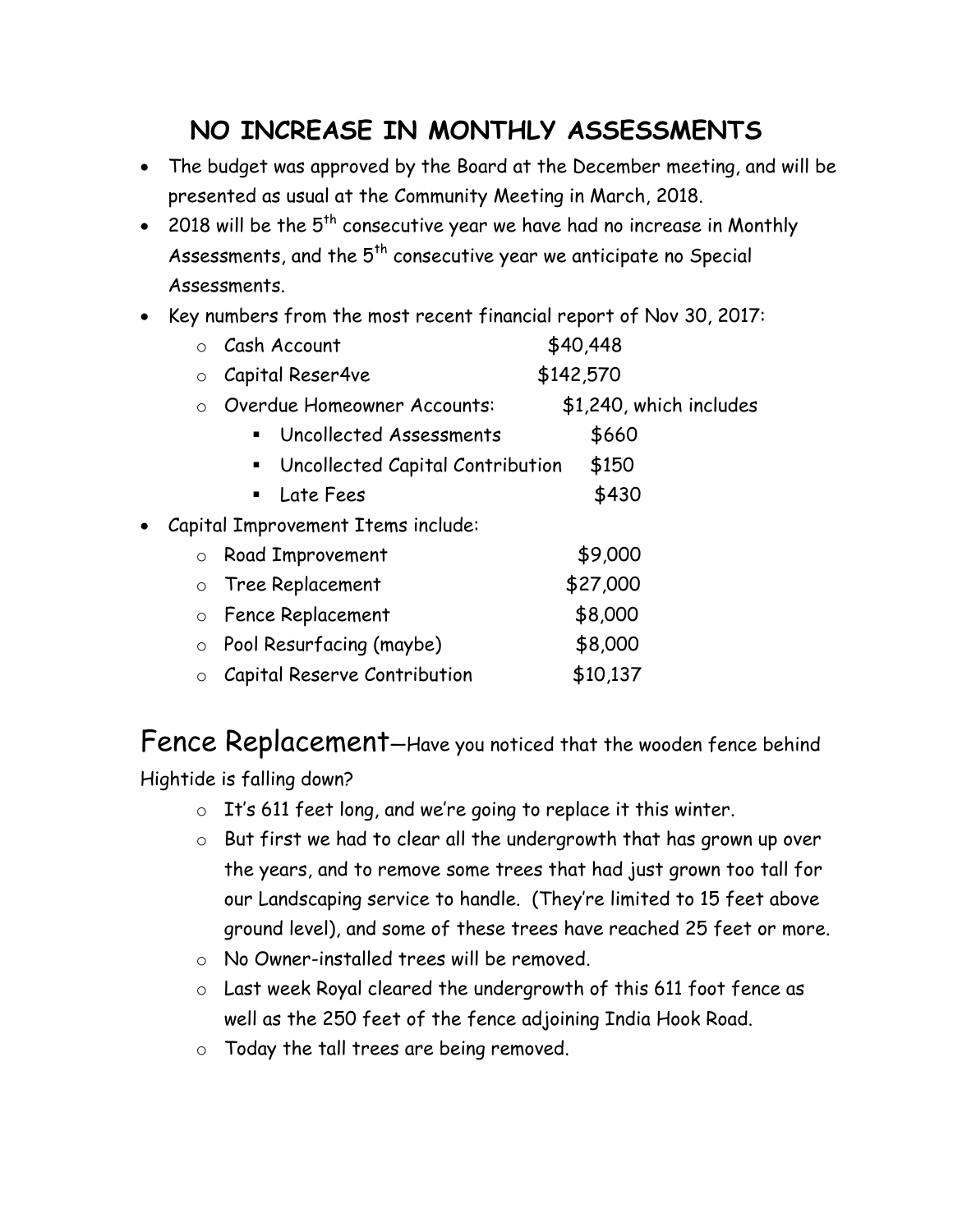## NO INCREASE IN MONTHLY ASSESSMENTS

- The budget was approved by the Board at the December meeting, and will be presented as usual at the Community Meeting in March, 2018.
- 2018 will be the 5th consecutive year we have had no increase in Monthly Assessments, and the 5th consecutive year we anticipate no Special Assessments.
- Key numbers from the most recent financial report of Nov 30, 2017:
  - Cash Account $40,448
  - Capital Reser4ve $142,570
  - Overdue Homeowner Accounts: $1,240, which includes
    - Uncollected Assessments $660
    - Uncollected Capital Contribution $150
    - Late Fees $430
- Capital Improvement Items include:
  - Road Improvement $9,000
  - Tree Replacement $27,000
  - Fence Replacement $8,000
  - Pool Resurfacing (maybe) $8,000
  - Capital Reserve Contribution $10,137

## Fence Replacement—Have you noticed that the wooden fence behind Hightide is falling down?

- It's 611 feet long, and we're going to replace it this winter.
- But first we had to clear all the undergrowth that has grown up over the years, and to remove some trees that had just grown too tall for our Landscaping service to handle. (They're limited to 15 feet above ground level), and some of these trees have reached 25 feet or more.
- No Owner-installed trees will be removed.
- Last week Royal cleared the undergrowth of this 611 foot fence as well as the 250 feet of the fence adjoining India Hook Road.
- Today the tall trees are being removed.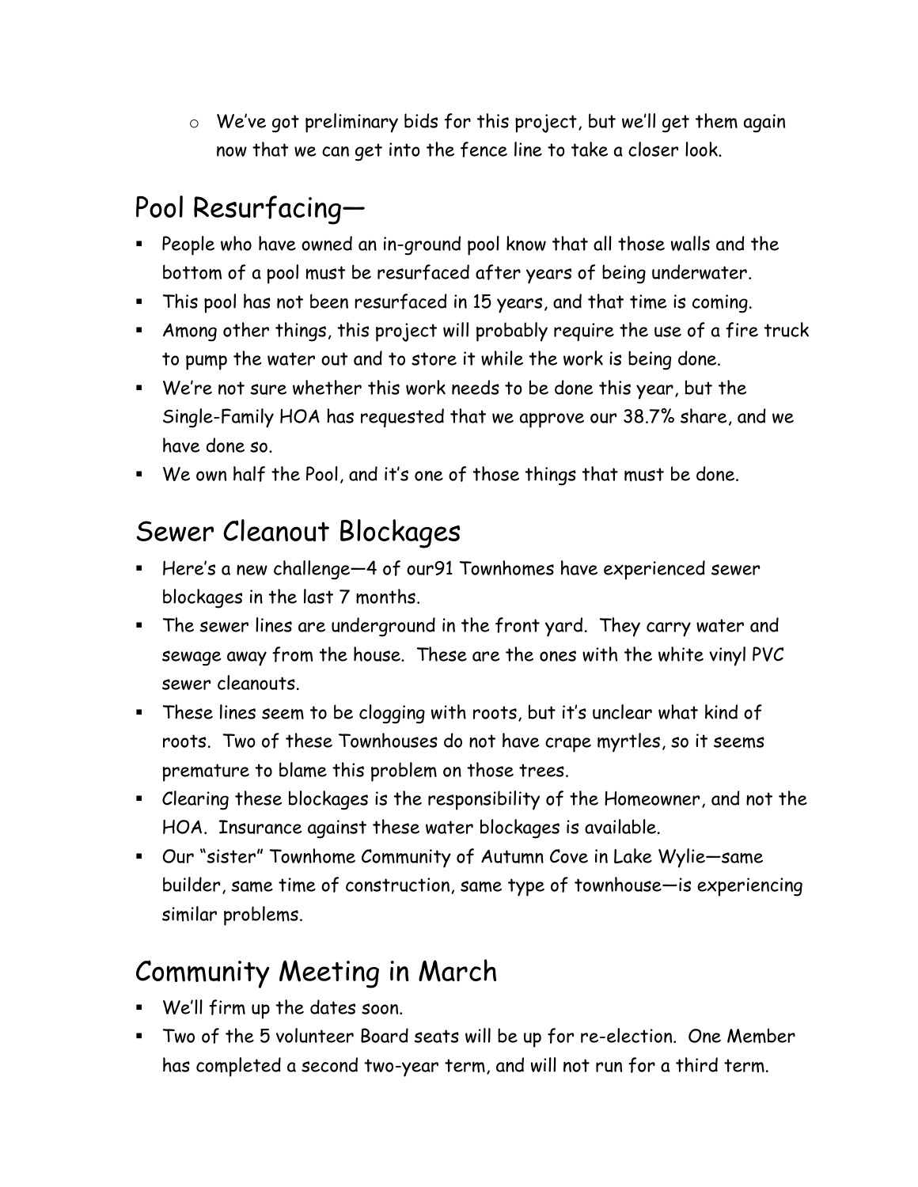- We've got preliminary bids for this project, but we'll get them again now that we can get into the fence line to take a closer look.

## Pool Resurfacing—

- People who have owned an in-ground pool know that all those walls and the bottom of a pool must be resurfaced after years of being underwater.
- This pool has not been resurfaced in 15 years, and that time is coming.
- Among other things, this project will probably require the use of a fire truck to pump the water out and to store it while the work is being done.
- We're not sure whether this work needs to be done this year, but the Single-Family HOA has requested that we approve our 38.7% share, and we have done so.
- We own half the Pool, and it's one of those things that must be done.

## Sewer Cleanout Blockages

- Here's a new challenge—4 of our91 Townhomes have experienced sewer blockages in the last 7 months.
- The sewer lines are underground in the front yard. They carry water and sewage away from the house. These are the ones with the white vinyl PVC sewer cleanouts.
- These lines seem to be clogging with roots, but it's unclear what kind of roots. Two of these Townhouses do not have crape myrtles, so it seems premature to blame this problem on those trees.
- Clearing these blockages is the responsibility of the Homeowner, and not the HOA. Insurance against these water blockages is available.
- Our "sister" Townhome Community of Autumn Cove in Lake Wylie—same builder, same time of construction, same type of townhouse—is experiencing similar problems.

## Community Meeting in March

- We'll firm up the dates soon.
- Two of the 5 volunteer Board seats will be up for re-election. One Member has completed a second two-year term, and will not run for a third term.